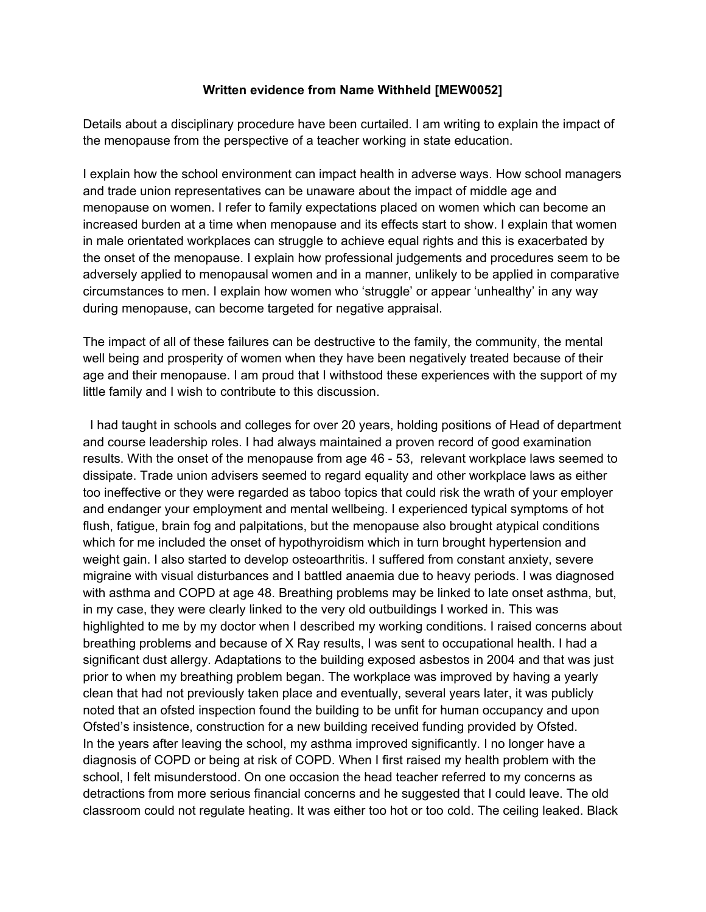**Written evidence from Name Withheld [MEW0052]**

Details about a disciplinary procedure have been curtailed. I am writing to explain the impact of the menopause from the perspective of a teacher working in state education.

I explain how the school environment can impact health in adverse ways. How school managers and trade union representatives can be unaware about the impact of middle age and menopause on women. I refer to family expectations placed on women which can become an increased burden at a time when menopause and its effects start to show. I explain that women in male orientated workplaces can struggle to achieve equal rights and this is exacerbated by the onset of the menopause. I explain how professional judgements and procedures seem to be adversely applied to menopausal women and in a manner, unlikely to be applied in comparative circumstances to men. I explain how women who 'struggle' or appear 'unhealthy' in any way during menopause, can become targeted for negative appraisal.

The impact of all of these failures can be destructive to the family, the community, the mental well being and prosperity of women when they have been negatively treated because of their age and their menopause. I am proud that I withstood these experiences with the support of my little family and I wish to contribute to this discussion.

I had taught in schools and colleges for over 20 years, holding positions of Head of department and course leadership roles. I had always maintained a proven record of good examination results. With the onset of the menopause from age 46 - 53, relevant workplace laws seemed to dissipate. Trade union advisers seemed to regard equality and other workplace laws as either too ineffective or they were regarded as taboo topics that could risk the wrath of your employer and endanger your employment and mental wellbeing. I experienced typical symptoms of hot flush, fatigue, brain fog and palpitations, but the menopause also brought atypical conditions which for me included the onset of hypothyroidism which in turn brought hypertension and weight gain. I also started to develop osteoarthritis. I suffered from constant anxiety, severe migraine with visual disturbances and I battled anaemia due to heavy periods. I was diagnosed with asthma and COPD at age 48. Breathing problems may be linked to late onset asthma, but, in my case, they were clearly linked to the very old outbuildings I worked in. This was highlighted to me by my doctor when I described my working conditions. I raised concerns about breathing problems and because of X Ray results, I was sent to occupational health. I had a significant dust allergy. Adaptations to the building exposed asbestos in 2004 and that was just prior to when my breathing problem began. The workplace was improved by having a yearly clean that had not previously taken place and eventually, several years later, it was publicly noted that an ofsted inspection found the building to be unfit for human occupancy and upon Ofsted's insistence, construction for a new building received funding provided by Ofsted.
In the years after leaving the school, my asthma improved significantly. I no longer have a diagnosis of COPD or being at risk of COPD. When I first raised my health problem with the school, I felt misunderstood. On one occasion the head teacher referred to my concerns as detractions from more serious financial concerns and he suggested that I could leave. The old classroom could not regulate heating. It was either too hot or too cold. The ceiling leaked. Black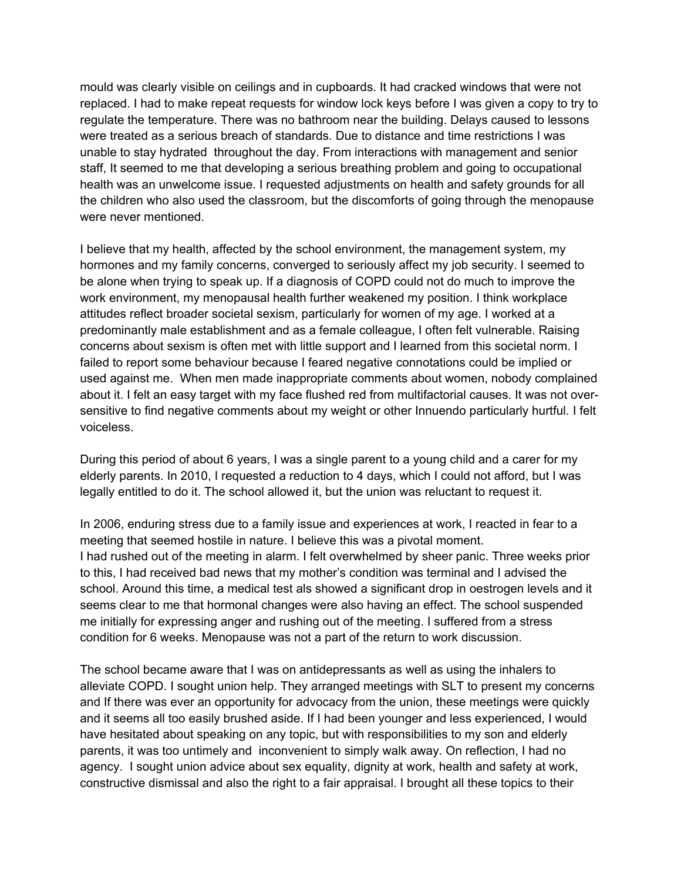mould was clearly visible on ceilings and in cupboards. It had cracked windows that were not replaced. I had to make repeat requests for window lock keys before I was given a copy to try to regulate the temperature. There was no bathroom near the building. Delays caused to lessons were treated as a serious breach of standards. Due to distance and time restrictions I was unable to stay hydrated throughout the day. From interactions with management and senior staff, It seemed to me that developing a serious breathing problem and going to occupational health was an unwelcome issue. I requested adjustments on health and safety grounds for all the children who also used the classroom, but the discomforts of going through the menopause were never mentioned.

I believe that my health, affected by the school environment, the management system, my hormones and my family concerns, converged to seriously affect my job security. I seemed to be alone when trying to speak up. If a diagnosis of COPD could not do much to improve the work environment, my menopausal health further weakened my position. I think workplace attitudes reflect broader societal sexism, particularly for women of my age. I worked at a predominantly male establishment and as a female colleague, I often felt vulnerable. Raising concerns about sexism is often met with little support and I learned from this societal norm. I failed to report some behaviour because I feared negative connotations could be implied or used against me. When men made inappropriate comments about women, nobody complained about it. I felt an easy target with my face flushed red from multifactorial causes. It was not over-sensitive to find negative comments about my weight or other Innuendo particularly hurtful. I felt voiceless.

During this period of about 6 years, I was a single parent to a young child and a carer for my elderly parents. In 2010, I requested a reduction to 4 days, which I could not afford, but I was legally entitled to do it. The school allowed it, but the union was reluctant to request it.

In 2006, enduring stress due to a family issue and experiences at work, I reacted in fear to a meeting that seemed hostile in nature. I believe this was a pivotal moment.
I had rushed out of the meeting in alarm. I felt overwhelmed by sheer panic. Three weeks prior to this, I had received bad news that my mother's condition was terminal and I advised the school. Around this time, a medical test als showed a significant drop in oestrogen levels and it seems clear to me that hormonal changes were also having an effect. The school suspended me initially for expressing anger and rushing out of the meeting. I suffered from a stress condition for 6 weeks. Menopause was not a part of the return to work discussion.

The school became aware that I was on antidepressants as well as using the inhalers to alleviate COPD. I sought union help. They arranged meetings with SLT to present my concerns and If there was ever an opportunity for advocacy from the union, these meetings were quickly and it seems all too easily brushed aside. If I had been younger and less experienced, I would have hesitated about speaking on any topic, but with responsibilities to my son and elderly parents, it was too untimely and inconvenient to simply walk away. On reflection, I had no agency. I sought union advice about sex equality, dignity at work, health and safety at work, constructive dismissal and also the right to a fair appraisal. I brought all these topics to their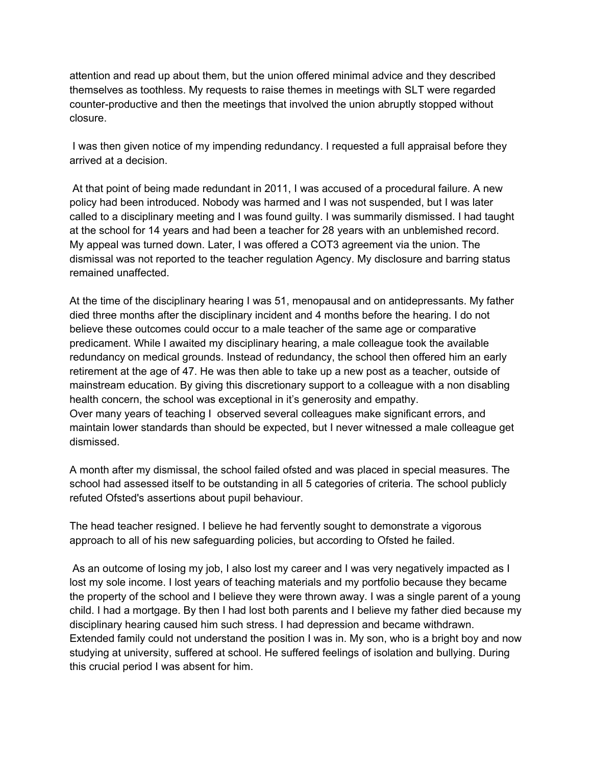attention and read up about them, but the union offered minimal advice and they described themselves as toothless. My requests to raise themes in meetings with SLT were regarded counter-productive and then the meetings that involved the union abruptly stopped without closure.

I was then given notice of my impending redundancy. I requested a full appraisal before they arrived at a decision.

At that point of being made redundant in 2011, I was accused of a procedural failure. A new policy had been introduced. Nobody was harmed and I was not suspended, but I was later called to a disciplinary meeting and I was found guilty. I was summarily dismissed. I had taught at the school for 14 years and had been a teacher for 28 years with an unblemished record. My appeal was turned down. Later, I was offered a COT3 agreement via the union. The dismissal was not reported to the teacher regulation Agency. My disclosure and barring status remained unaffected.

At the time of the disciplinary hearing I was 51, menopausal and on antidepressants. My father died three months after the disciplinary incident and 4 months before the hearing. I do not believe these outcomes could occur to a male teacher of the same age or comparative predicament. While I awaited my disciplinary hearing, a male colleague took the available redundancy on medical grounds. Instead of redundancy, the school then offered him an early retirement at the age of 47. He was then able to take up a new post as a teacher, outside of mainstream education. By giving this discretionary support to a colleague with a non disabling health concern, the school was exceptional in it's generosity and empathy.
Over many years of teaching I observed several colleagues make significant errors, and maintain lower standards than should be expected, but I never witnessed a male colleague get dismissed.

A month after my dismissal, the school failed ofsted and was placed in special measures. The school had assessed itself to be outstanding in all 5 categories of criteria. The school publicly refuted Ofsted's assertions about pupil behaviour.

The head teacher resigned. I believe he had fervently sought to demonstrate a vigorous approach to all of his new safeguarding policies, but according to Ofsted he failed.

As an outcome of losing my job, I also lost my career and I was very negatively impacted as I lost my sole income. I lost years of teaching materials and my portfolio because they became the property of the school and I believe they were thrown away. I was a single parent of a young child. I had a mortgage. By then I had lost both parents and I believe my father died because my disciplinary hearing caused him such stress. I had depression and became withdrawn. Extended family could not understand the position I was in. My son, who is a bright boy and now studying at university, suffered at school. He suffered feelings of isolation and bullying. During this crucial period I was absent for him.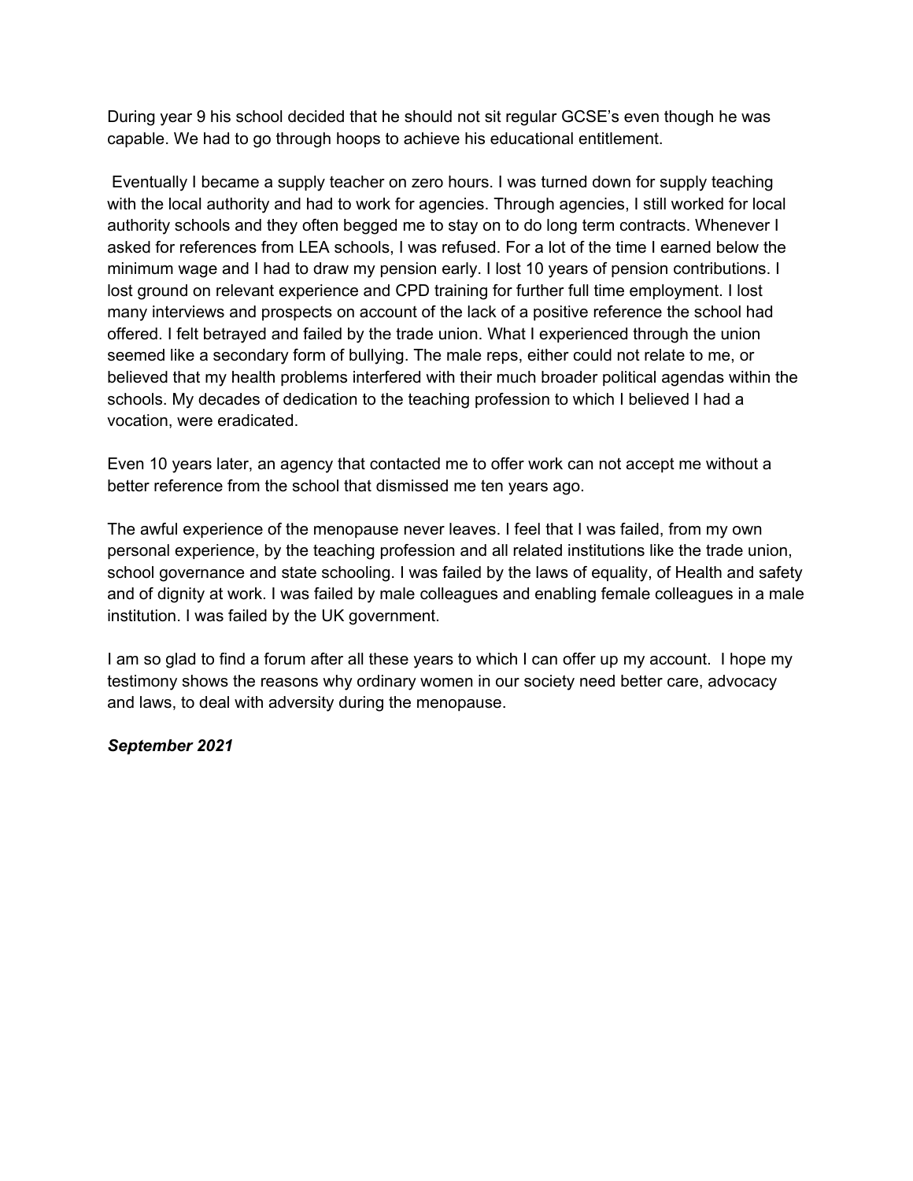During year 9 his school decided that he should not sit regular GCSE's even though he was capable. We had to go through hoops to achieve his educational entitlement.

Eventually I became a supply teacher on zero hours. I was turned down for supply teaching with the local authority and had to work for agencies. Through agencies, I still worked for local authority schools and they often begged me to stay on to do long term contracts. Whenever I asked for references from LEA schools, I was refused. For a lot of the time I earned below the minimum wage and I had to draw my pension early. I lost 10 years of pension contributions. I lost ground on relevant experience and CPD training for further full time employment. I lost many interviews and prospects on account of the lack of a positive reference the school had offered. I felt betrayed and failed by the trade union. What I experienced through the union seemed like a secondary form of bullying. The male reps, either could not relate to me, or believed that my health problems interfered with their much broader political agendas within the schools. My decades of dedication to the teaching profession to which I believed I had a vocation, were eradicated.

Even 10 years later, an agency that contacted me to offer work can not accept me without a better reference from the school that dismissed me ten years ago.

The awful experience of the menopause never leaves. I feel that I was failed, from my own personal experience, by the teaching profession and all related institutions like the trade union, school governance and state schooling. I was failed by the laws of equality, of Health and safety and of dignity at work. I was failed by male colleagues and enabling female colleagues in a male institution. I was failed by the UK government.

I am so glad to find a forum after all these years to which I can offer up my account. I hope my testimony shows the reasons why ordinary women in our society need better care, advocacy and laws, to deal with adversity during the menopause.

***September 2021***